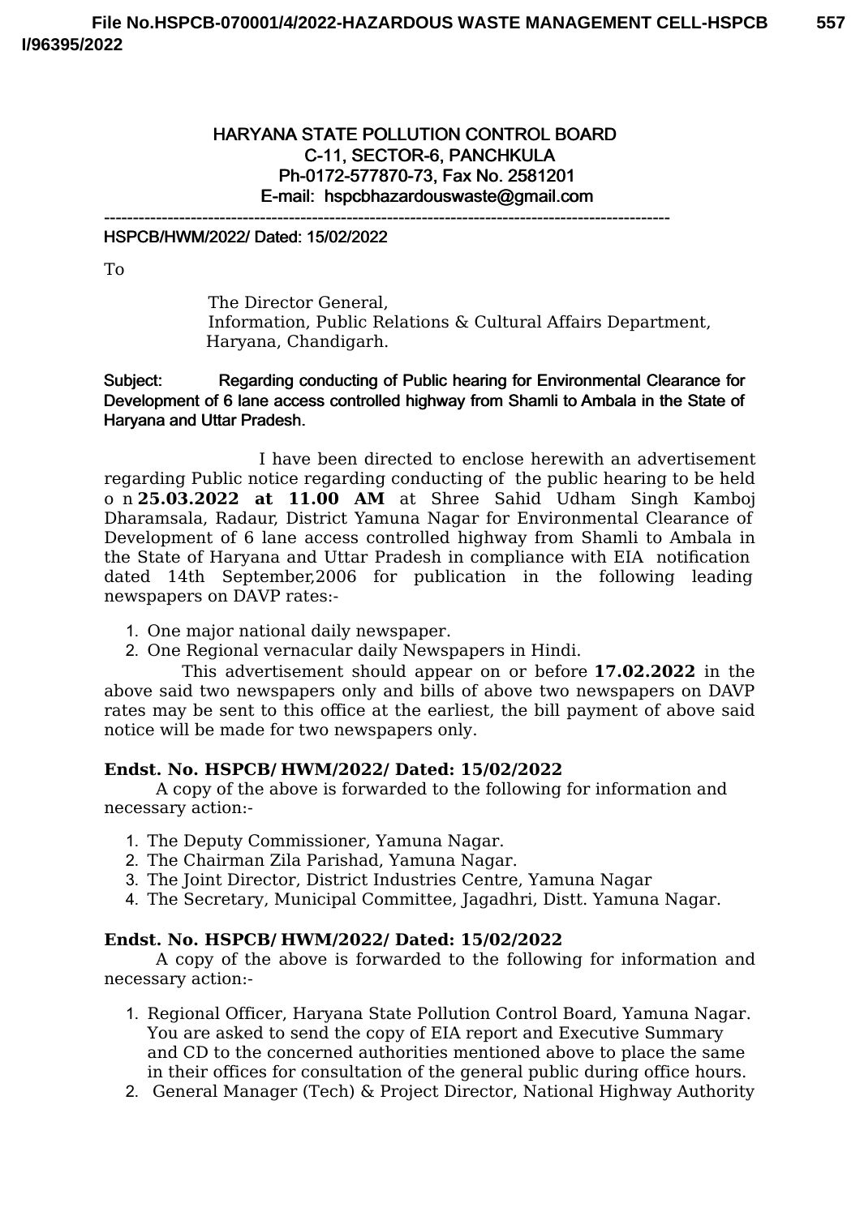**HARYANA STATE POLLUTION CONTROL BOARD**
**C-11, SECTOR-6, PANCHKULA**
**Ph-0172-577870-73, Fax No. 2581201**
**E-mail: hspcbhazardouswaste@gmail.com**

---

**HSPCB/HWM/2022/ Dated: 15/02/2022**

To

The Director General,
Information, Public Relations & Cultural Affairs Department,
Haryana, Chandigarh.

**Subject: Regarding conducting of Public hearing for Environmental Clearance for Development of 6 lane access controlled highway from Shamli to Ambala in the State of Haryana and Uttar Pradesh.**

I have been directed to enclose herewith an advertisement regarding Public notice regarding conducting of the public hearing to be held o n **25.03.2022 at 11.00 AM** at Shree Sahid Udham Singh Kamboj Dharamsala, Radaur, District Yamuna Nagar for Environmental Clearance of Development of 6 lane access controlled highway from Shamli to Ambala in the State of Haryana and Uttar Pradesh in compliance with EIA notification dated 14th September,2006 for publication in the following leading newspapers on DAVP rates:-

1. One major national daily newspaper.
2. One Regional vernacular daily Newspapers in Hindi.

This advertisement should appear on or before **17.02.2022** in the above said two newspapers only and bills of above two newspapers on DAVP rates may be sent to this office at the earliest, the bill payment of above said notice will be made for two newspapers only.

**Endst. No. HSPCB/ HWM/2022/ Dated: 15/02/2022**

A copy of the above is forwarded to the following for information and necessary action:-

1. The Deputy Commissioner, Yamuna Nagar.
2. The Chairman Zila Parishad, Yamuna Nagar.
3. The Joint Director, District Industries Centre, Yamuna Nagar
4. The Secretary, Municipal Committee, Jagadhri, Distt. Yamuna Nagar.

**Endst. No. HSPCB/ HWM/2022/ Dated: 15/02/2022**

A copy of the above is forwarded to the following for information and necessary action:-

1. Regional Officer, Haryana State Pollution Control Board, Yamuna Nagar. You are asked to send the copy of EIA report and Executive Summary and CD to the concerned authorities mentioned above to place the same in their offices for consultation of the general public during office hours.
2. General Manager (Tech) & Project Director, National Highway Authority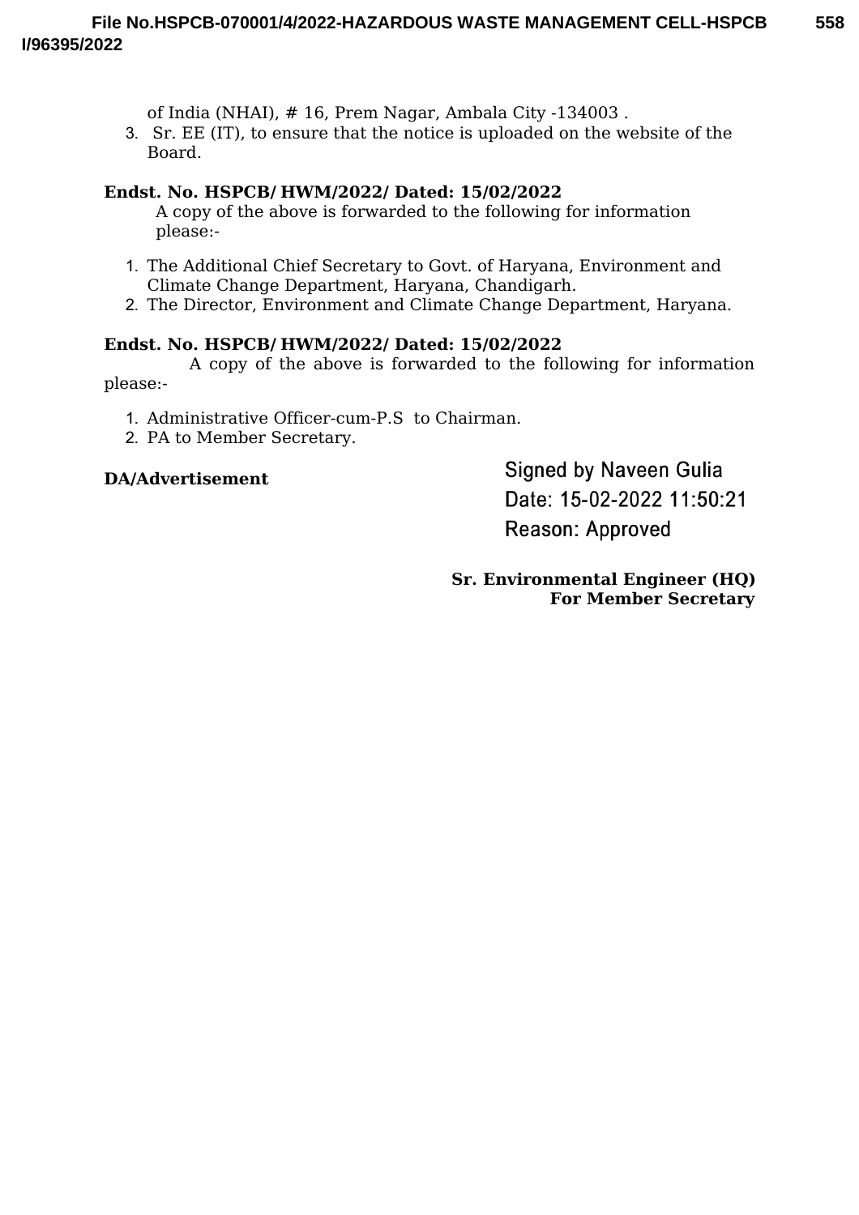of India (NHAI), # 16, Prem Nagar, Ambala City -134003 .

3. Sr. EE (IT), to ensure that the notice is uploaded on the website of the Board.

**Endst. No. HSPCB/ HWM/2022/ Dated: 15/02/2022**

A copy of the above is forwarded to the following for information please:-

1. The Additional Chief Secretary to Govt. of Haryana, Environment and Climate Change Department, Haryana, Chandigarh.
2. The Director, Environment and Climate Change Department, Haryana.

**Endst. No. HSPCB/ HWM/2022/ Dated: 15/02/2022**

A copy of the above is forwarded to the following for information please:-

1. Administrative Officer-cum-P.S to Chairman.
2. PA to Member Secretary.

**DA/Advertisement**

Signed by Naveen Gulia
Date: 15-02-2022 11:50:21
Reason: Approved

**Sr. Environmental Engineer (HQ)**
**For Member Secretary**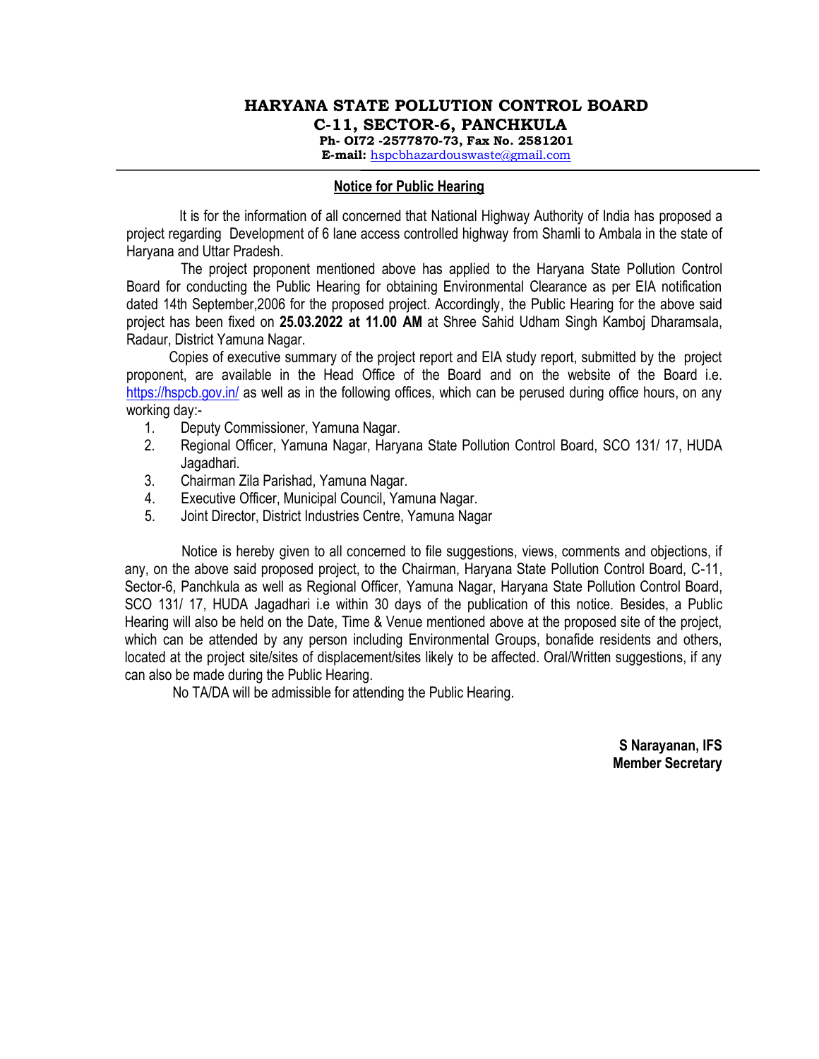# HARYANA STATE POLLUTION CONTROL BOARD
## C-11, SECTOR-6, PANCHKULA

**Ph- OI72 -2577870-73, Fax No. 2581201**
**E-mail:** hspcbhazardouswaste@gmail.com

---

### Notice for Public Hearing

It is for the information of all concerned that National Highway Authority of India has proposed a project regarding Development of 6 lane access controlled highway from Shamli to Ambala in the state of Haryana and Uttar Pradesh.

The project proponent mentioned above has applied to the Haryana State Pollution Control Board for conducting the Public Hearing for obtaining Environmental Clearance as per EIA notification dated 14th September,2006 for the proposed project. Accordingly, the Public Hearing for the above said project has been fixed on **25.03.2022 at 11.00 AM** at Shree Sahid Udham Singh Kamboj Dharamsala, Radaur, District Yamuna Nagar.

Copies of executive summary of the project report and EIA study report, submitted by the project proponent, are available in the Head Office of the Board and on the website of the Board i.e. https://hspcb.gov.in/ as well as in the following offices, which can be perused during office hours, on any working day:-

1. Deputy Commissioner, Yamuna Nagar.
2. Regional Officer, Yamuna Nagar, Haryana State Pollution Control Board, SCO 131/ 17, HUDA Jagadhari.
3. Chairman Zila Parishad, Yamuna Nagar.
4. Executive Officer, Municipal Council, Yamuna Nagar.
5. Joint Director, District Industries Centre, Yamuna Nagar

Notice is hereby given to all concerned to file suggestions, views, comments and objections, if any, on the above said proposed project, to the Chairman, Haryana State Pollution Control Board, C-11, Sector-6, Panchkula as well as Regional Officer, Yamuna Nagar, Haryana State Pollution Control Board, SCO 131/ 17, HUDA Jagadhari i.e within 30 days of the publication of this notice. Besides, a Public Hearing will also be held on the Date, Time & Venue mentioned above at the proposed site of the project, which can be attended by any person including Environmental Groups, bonafide residents and others, located at the project site/sites of displacement/sites likely to be affected. Oral/Written suggestions, if any can also be made during the Public Hearing.

No TA/DA will be admissible for attending the Public Hearing.

**S Narayanan, IFS**
**Member Secretary**